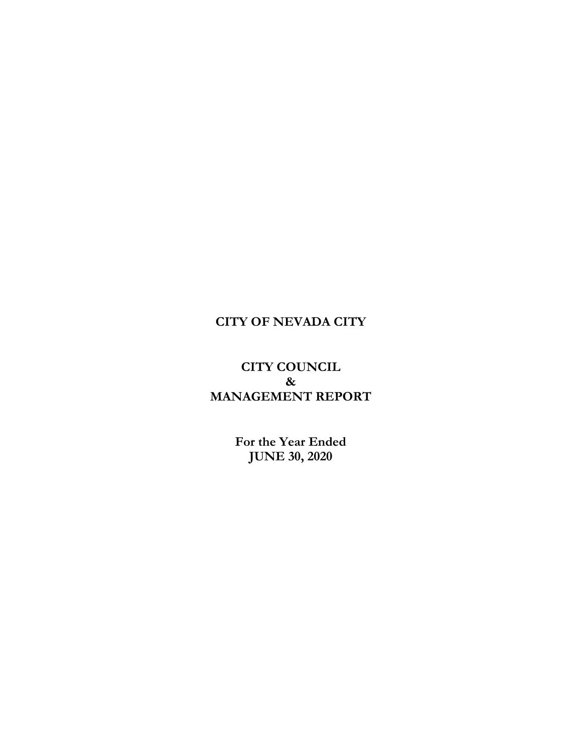# CITY OF NEVADA CITY

## CITY COUNCIL
## &
## MANAGEMENT REPORT

**For the Year Ended**
**JUNE 30, 2020**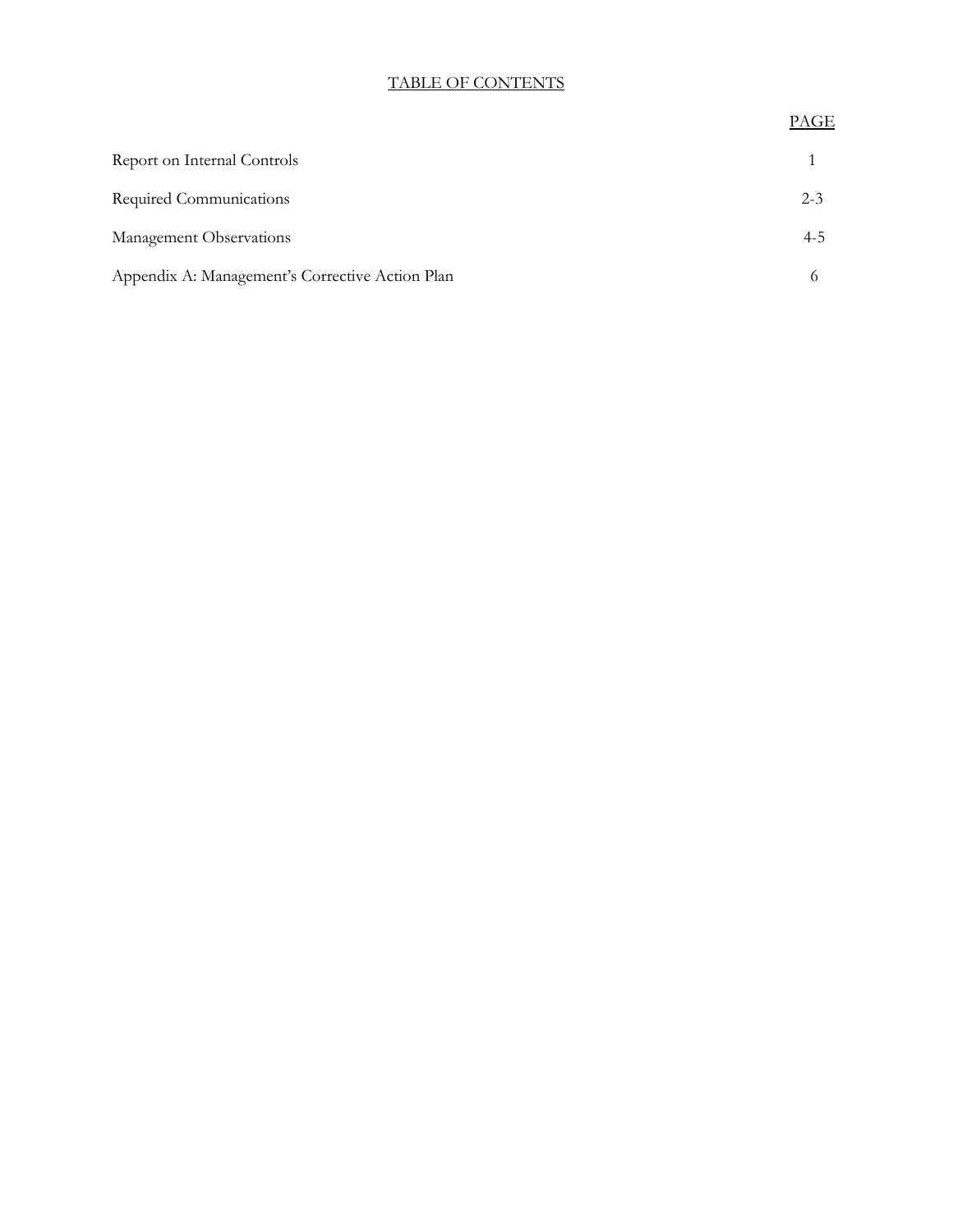# TABLE OF CONTENTS

| | PAGE |
|---|---|
| Report on Internal Controls | 1 |
| Required Communications | 2-3 |
| Management Observations | 4-5 |
| Appendix A: Management's Corrective Action Plan | 6 |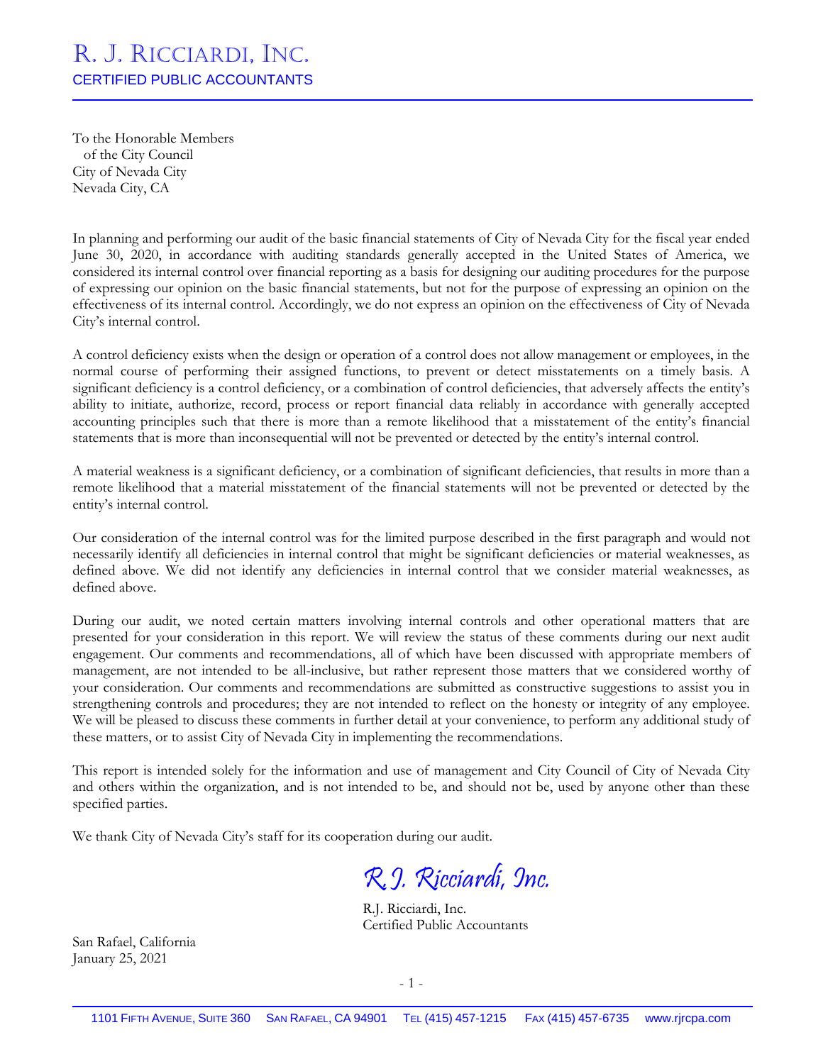# R. J. RICCIARDI, INC.

CERTIFIED PUBLIC ACCOUNTANTS

To the Honorable Members
of the City Council
City of Nevada City
Nevada City, CA

In planning and performing our audit of the basic financial statements of City of Nevada City for the fiscal year ended June 30, 2020, in accordance with auditing standards generally accepted in the United States of America, we considered its internal control over financial reporting as a basis for designing our auditing procedures for the purpose of expressing our opinion on the basic financial statements, but not for the purpose of expressing an opinion on the effectiveness of its internal control. Accordingly, we do not express an opinion on the effectiveness of City of Nevada City's internal control.

A control deficiency exists when the design or operation of a control does not allow management or employees, in the normal course of performing their assigned functions, to prevent or detect misstatements on a timely basis. A significant deficiency is a control deficiency, or a combination of control deficiencies, that adversely affects the entity's ability to initiate, authorize, record, process or report financial data reliably in accordance with generally accepted accounting principles such that there is more than a remote likelihood that a misstatement of the entity's financial statements that is more than inconsequential will not be prevented or detected by the entity's internal control.

A material weakness is a significant deficiency, or a combination of significant deficiencies, that results in more than a remote likelihood that a material misstatement of the financial statements will not be prevented or detected by the entity's internal control.

Our consideration of the internal control was for the limited purpose described in the first paragraph and would not necessarily identify all deficiencies in internal control that might be significant deficiencies or material weaknesses, as defined above. We did not identify any deficiencies in internal control that we consider material weaknesses, as defined above.

During our audit, we noted certain matters involving internal controls and other operational matters that are presented for your consideration in this report. We will review the status of these comments during our next audit engagement. Our comments and recommendations, all of which have been discussed with appropriate members of management, are not intended to be all-inclusive, but rather represent those matters that we considered worthy of your consideration. Our comments and recommendations are submitted as constructive suggestions to assist you in strengthening controls and procedures; they are not intended to reflect on the honesty or integrity of any employee. We will be pleased to discuss these comments in further detail at your convenience, to perform any additional study of these matters, or to assist City of Nevada City in implementing the recommendations.

This report is intended solely for the information and use of management and City Council of City of Nevada City and others within the organization, and is not intended to be, and should not be, used by anyone other than these specified parties.

We thank City of Nevada City's staff for its cooperation during our audit.

*R.J. Ricciardi, Inc.*

R.J. Ricciardi, Inc.
Certified Public Accountants

San Rafael, California
January 25, 2021

1101 FIFTH AVENUE, SUITE 360 SAN RAFAEL, CA 94901 TEL (415) 457-1215 FAX (415) 457-6735 www.rjrcpa.com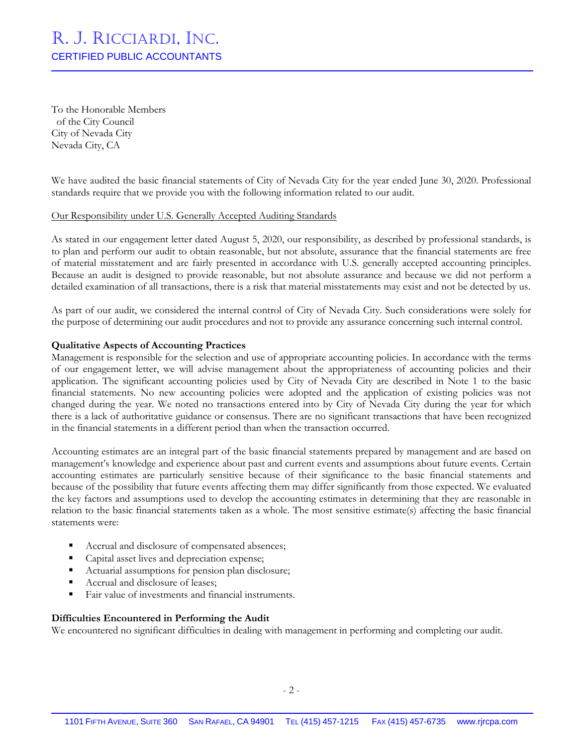To the Honorable Members
of the City Council
City of Nevada City
Nevada City, CA

We have audited the basic financial statements of City of Nevada City for the year ended June 30, 2020. Professional standards require that we provide you with the following information related to our audit.

Our Responsibility under U.S. Generally Accepted Auditing Standards

As stated in our engagement letter dated August 5, 2020, our responsibility, as described by professional standards, is to plan and perform our audit to obtain reasonable, but not absolute, assurance that the financial statements are free of material misstatement and are fairly presented in accordance with U.S. generally accepted accounting principles. Because an audit is designed to provide reasonable, but not absolute assurance and because we did not perform a detailed examination of all transactions, there is a risk that material misstatements may exist and not be detected by us.

As part of our audit, we considered the internal control of City of Nevada City. Such considerations were solely for the purpose of determining our audit procedures and not to provide any assurance concerning such internal control.

**Qualitative Aspects of Accounting Practices**

Management is responsible for the selection and use of appropriate accounting policies. In accordance with the terms of our engagement letter, we will advise management about the appropriateness of accounting policies and their application. The significant accounting policies used by City of Nevada City are described in Note 1 to the basic financial statements. No new accounting policies were adopted and the application of existing policies was not changed during the year. We noted no transactions entered into by City of Nevada City during the year for which there is a lack of authoritative guidance or consensus. There are no significant transactions that have been recognized in the financial statements in a different period than when the transaction occurred.

Accounting estimates are an integral part of the basic financial statements prepared by management and are based on management's knowledge and experience about past and current events and assumptions about future events. Certain accounting estimates are particularly sensitive because of their significance to the basic financial statements and because of the possibility that future events affecting them may differ significantly from those expected. We evaluated the key factors and assumptions used to develop the accounting estimates in determining that they are reasonable in relation to the basic financial statements taken as a whole. The most sensitive estimate(s) affecting the basic financial statements were:

- Accrual and disclosure of compensated absences;
- Capital asset lives and depreciation expense;
- Actuarial assumptions for pension plan disclosure;
- Accrual and disclosure of leases;
- Fair value of investments and financial instruments.

**Difficulties Encountered in Performing the Audit**

We encountered no significant difficulties in dealing with management in performing and completing our audit.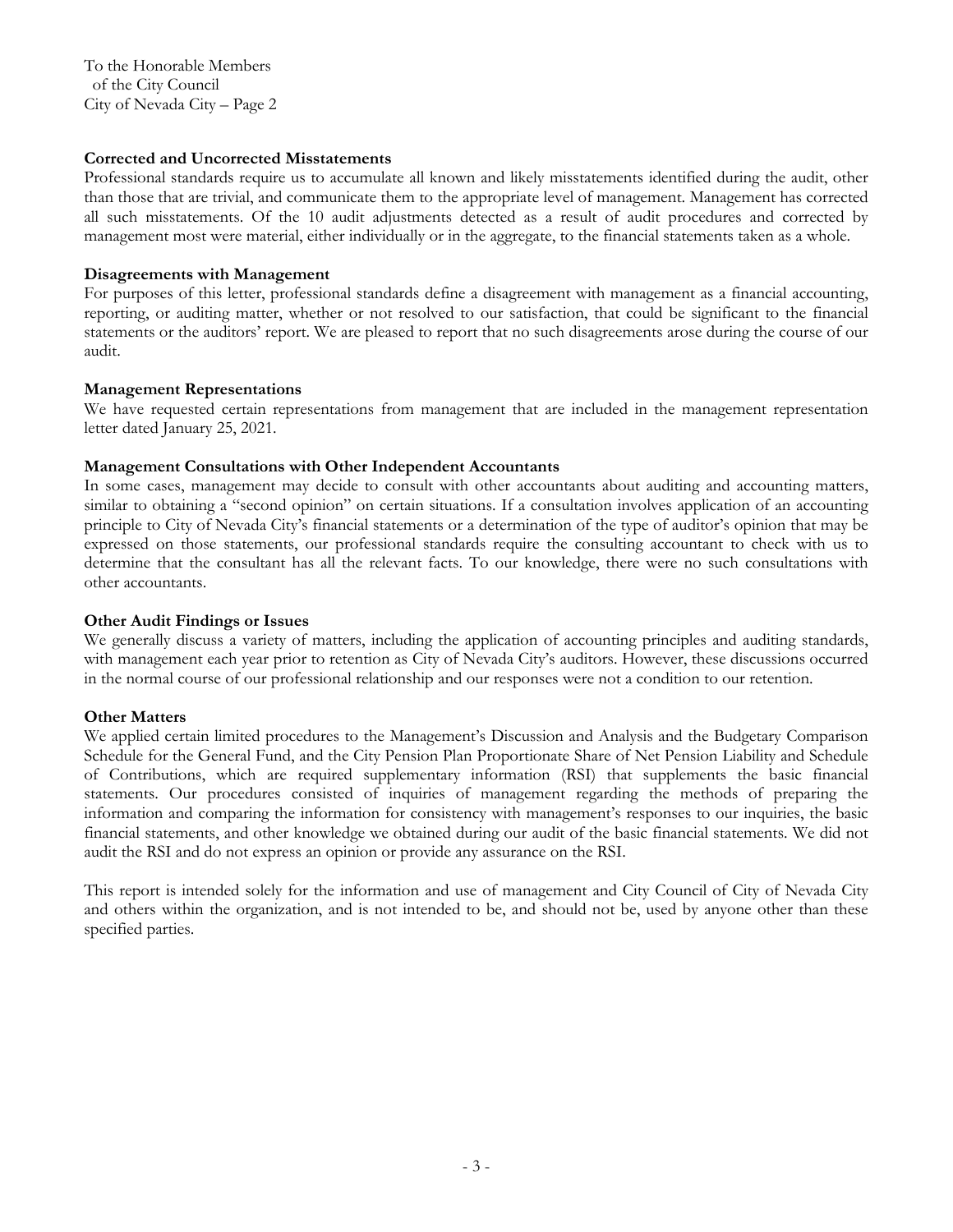To the Honorable Members
of the City Council
City of Nevada City – Page 2

**Corrected and Uncorrected Misstatements**

Professional standards require us to accumulate all known and likely misstatements identified during the audit, other than those that are trivial, and communicate them to the appropriate level of management. Management has corrected all such misstatements. Of the 10 audit adjustments detected as a result of audit procedures and corrected by management most were material, either individually or in the aggregate, to the financial statements taken as a whole.

**Disagreements with Management**

For purposes of this letter, professional standards define a disagreement with management as a financial accounting, reporting, or auditing matter, whether or not resolved to our satisfaction, that could be significant to the financial statements or the auditors' report. We are pleased to report that no such disagreements arose during the course of our audit.

**Management Representations**

We have requested certain representations from management that are included in the management representation letter dated January 25, 2021.

**Management Consultations with Other Independent Accountants**

In some cases, management may decide to consult with other accountants about auditing and accounting matters, similar to obtaining a "second opinion" on certain situations. If a consultation involves application of an accounting principle to City of Nevada City's financial statements or a determination of the type of auditor's opinion that may be expressed on those statements, our professional standards require the consulting accountant to check with us to determine that the consultant has all the relevant facts. To our knowledge, there were no such consultations with other accountants.

**Other Audit Findings or Issues**

We generally discuss a variety of matters, including the application of accounting principles and auditing standards, with management each year prior to retention as City of Nevada City's auditors. However, these discussions occurred in the normal course of our professional relationship and our responses were not a condition to our retention.

**Other Matters**

We applied certain limited procedures to the Management's Discussion and Analysis and the Budgetary Comparison Schedule for the General Fund, and the City Pension Plan Proportionate Share of Net Pension Liability and Schedule of Contributions, which are required supplementary information (RSI) that supplements the basic financial statements. Our procedures consisted of inquiries of management regarding the methods of preparing the information and comparing the information for consistency with management's responses to our inquiries, the basic financial statements, and other knowledge we obtained during our audit of the basic financial statements. We did not audit the RSI and do not express an opinion or provide any assurance on the RSI.

This report is intended solely for the information and use of management and City Council of City of Nevada City and others within the organization, and is not intended to be, and should not be, used by anyone other than these specified parties.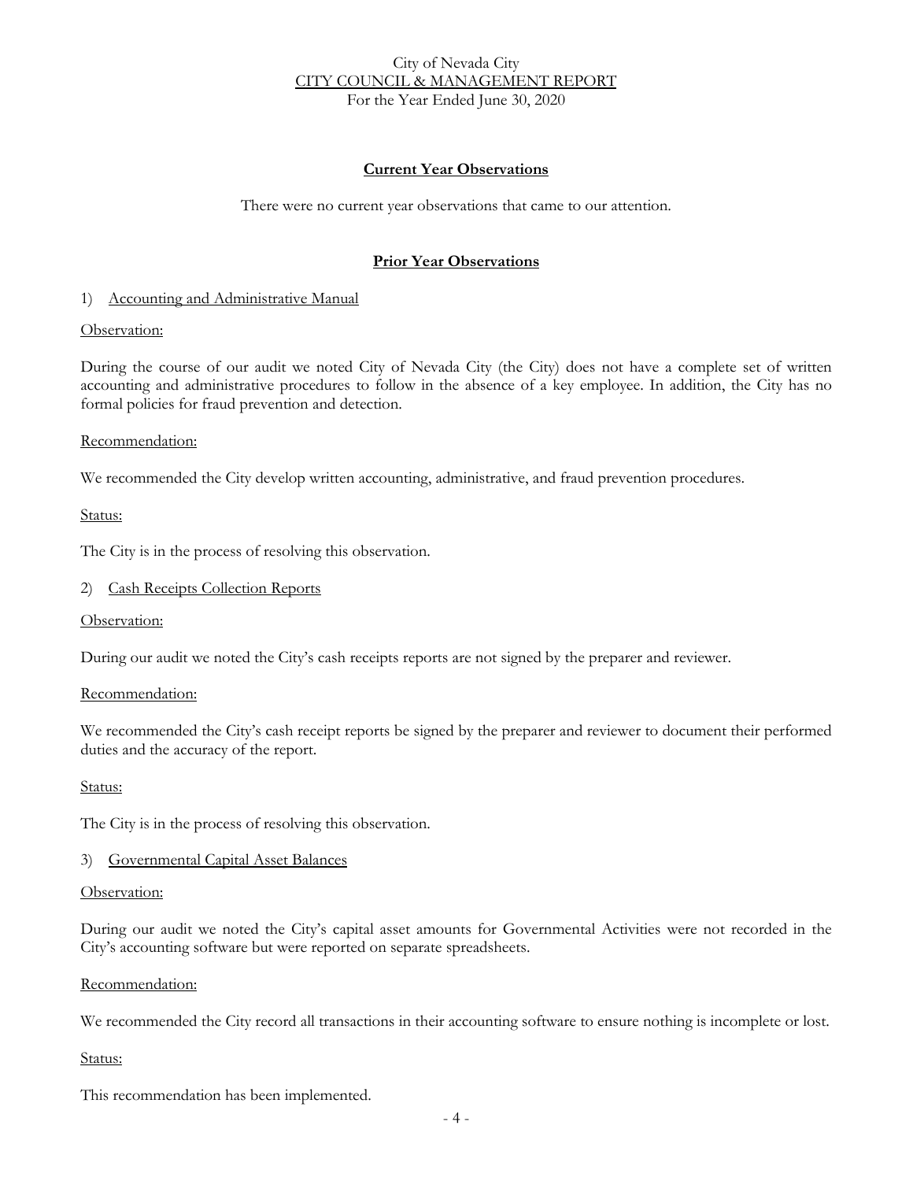City of Nevada City
CITY COUNCIL & MANAGEMENT REPORT
For the Year Ended June 30, 2020

## Current Year Observations

There were no current year observations that came to our attention.

## Prior Year Observations

1) Accounting and Administrative Manual

Observation:

During the course of our audit we noted City of Nevada City (the City) does not have a complete set of written accounting and administrative procedures to follow in the absence of a key employee. In addition, the City has no formal policies for fraud prevention and detection.

Recommendation:

We recommended the City develop written accounting, administrative, and fraud prevention procedures.

Status:

The City is in the process of resolving this observation.

2) Cash Receipts Collection Reports

Observation:

During our audit we noted the City's cash receipts reports are not signed by the preparer and reviewer.

Recommendation:

We recommended the City's cash receipt reports be signed by the preparer and reviewer to document their performed duties and the accuracy of the report.

Status:

The City is in the process of resolving this observation.

3) Governmental Capital Asset Balances

Observation:

During our audit we noted the City's capital asset amounts for Governmental Activities were not recorded in the City's accounting software but were reported on separate spreadsheets.

Recommendation:

We recommended the City record all transactions in their accounting software to ensure nothing is incomplete or lost.

Status:

This recommendation has been implemented.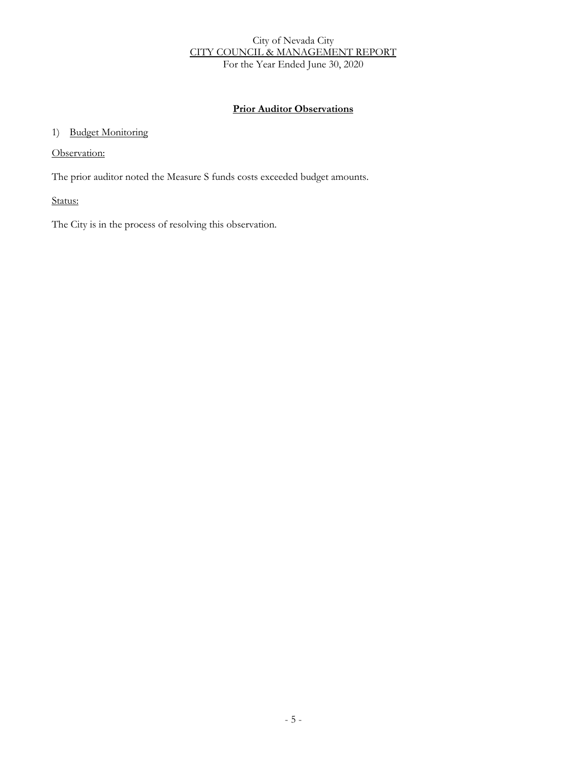## Prior Auditor Observations

1) Budget Monitoring

Observation:

The prior auditor noted the Measure S funds costs exceeded budget amounts.

Status:

The City is in the process of resolving this observation.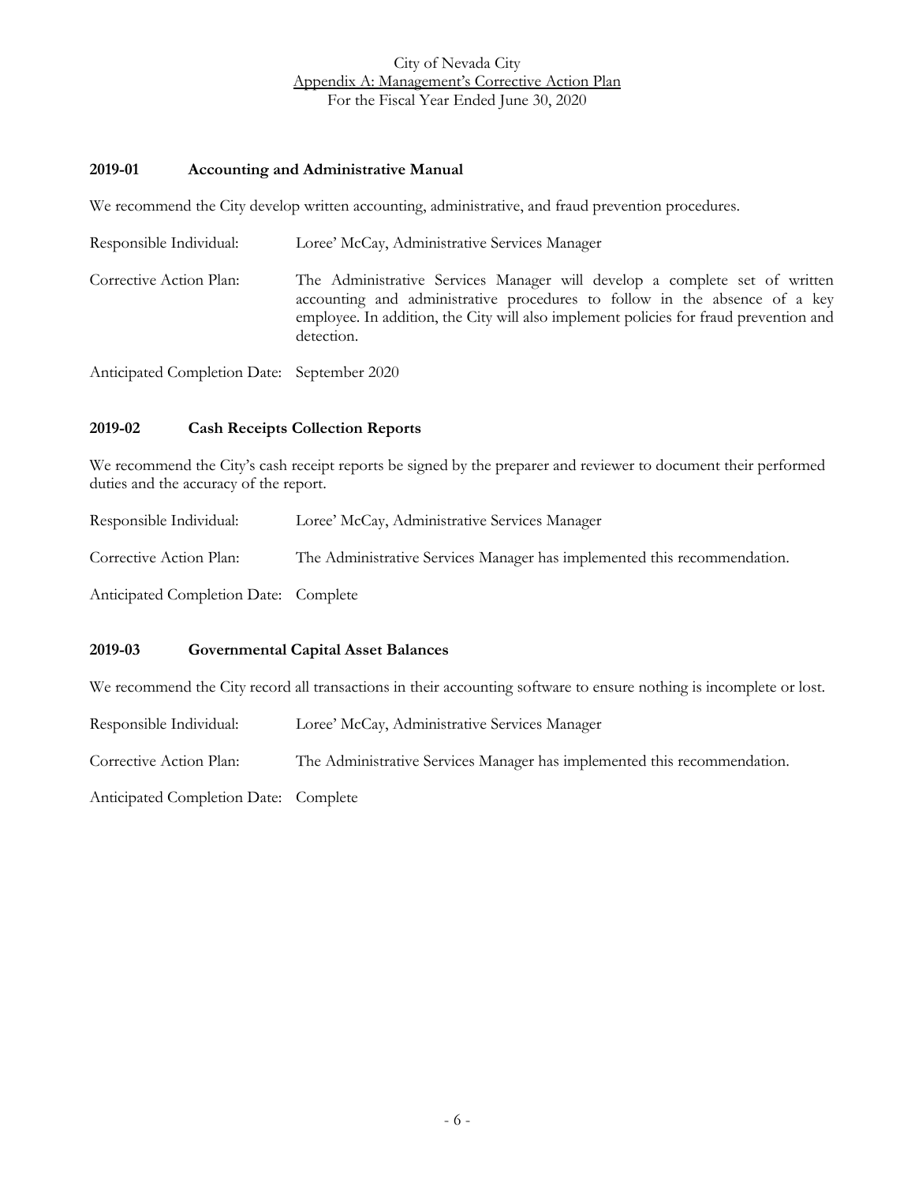City of Nevada City
Appendix A: Management's Corrective Action Plan
For the Fiscal Year Ended June 30, 2020

### 2019-01 Accounting and Administrative Manual

We recommend the City develop written accounting, administrative, and fraud prevention procedures.

Responsible Individual: Loree' McCay, Administrative Services Manager

Corrective Action Plan: The Administrative Services Manager will develop a complete set of written accounting and administrative procedures to follow in the absence of a key employee. In addition, the City will also implement policies for fraud prevention and detection.

Anticipated Completion Date: September 2020

### 2019-02 Cash Receipts Collection Reports

We recommend the City's cash receipt reports be signed by the preparer and reviewer to document their performed duties and the accuracy of the report.

Responsible Individual: Loree' McCay, Administrative Services Manager

Corrective Action Plan: The Administrative Services Manager has implemented this recommendation.

Anticipated Completion Date: Complete

### 2019-03 Governmental Capital Asset Balances

We recommend the City record all transactions in their accounting software to ensure nothing is incomplete or lost.

Responsible Individual: Loree' McCay, Administrative Services Manager

Corrective Action Plan: The Administrative Services Manager has implemented this recommendation.

Anticipated Completion Date: Complete